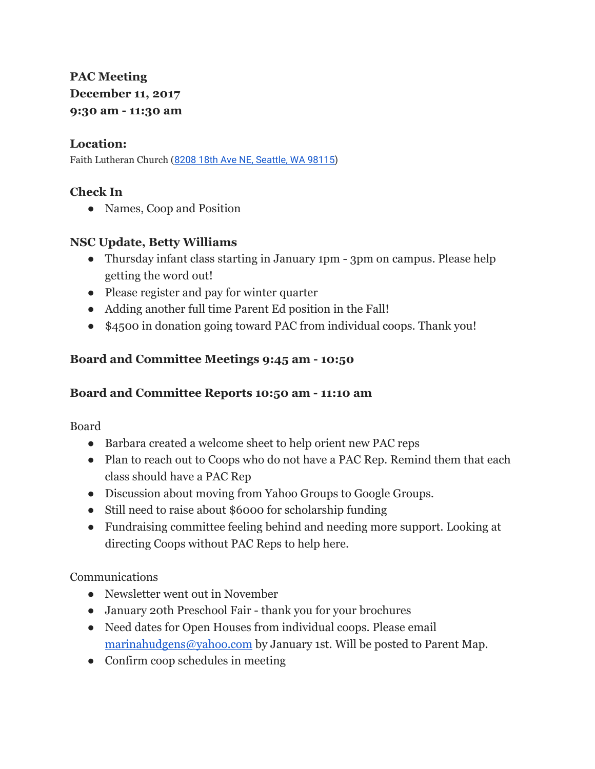**PAC Meeting**
**December 11, 2017**
**9:30 am - 11:30 am**

**Location:**
Faith Lutheran Church ([8208 18th Ave NE, Seattle, WA 98115](#))

**Check In**

- Names, Coop and Position

**NSC Update, Betty Williams**

- Thursday infant class starting in January 1pm - 3pm on campus. Please help getting the word out!
- Please register and pay for winter quarter
- Adding another full time Parent Ed position in the Fall!
- $4500 in donation going toward PAC from individual coops. Thank you!

**Board and Committee Meetings 9:45 am - 10:50**

**Board and Committee Reports 10:50 am - 11:10 am**

Board

- Barbara created a welcome sheet to help orient new PAC reps
- Plan to reach out to Coops who do not have a PAC Rep. Remind them that each class should have a PAC Rep
- Discussion about moving from Yahoo Groups to Google Groups.
- Still need to raise about $6000 for scholarship funding
- Fundraising committee feeling behind and needing more support. Looking at directing Coops without PAC Reps to help here.

Communications

- Newsletter went out in November
- January 20th Preschool Fair - thank you for your brochures
- Need dates for Open Houses from individual coops. Please email marinahudgens@yahoo.com by January 1st. Will be posted to Parent Map.
- Confirm coop schedules in meeting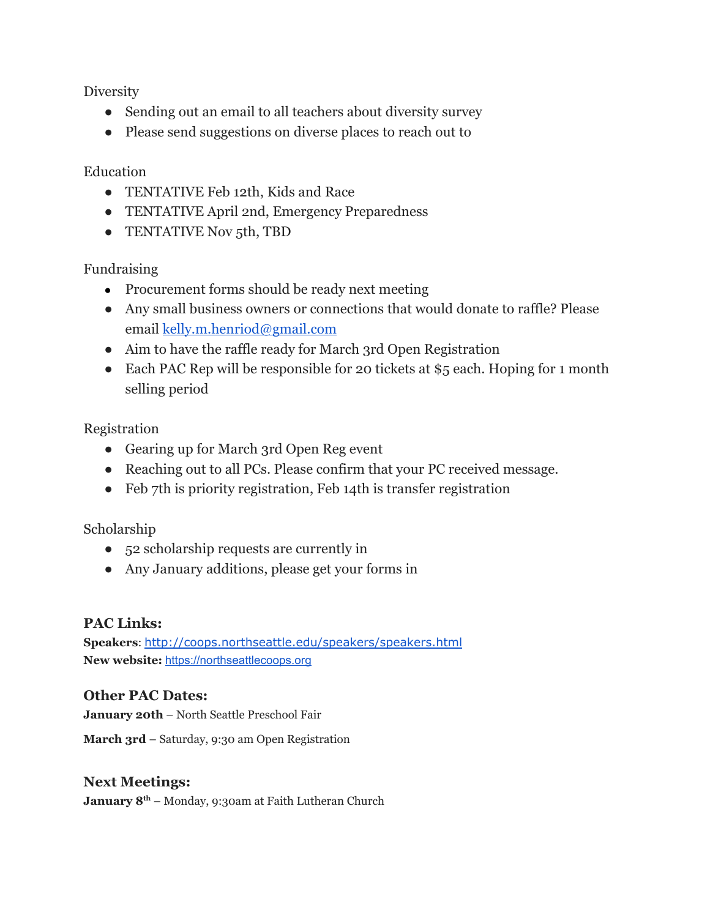Diversity

- Sending out an email to all teachers about diversity survey
- Please send suggestions on diverse places to reach out to

Education

- TENTATIVE Feb 12th, Kids and Race
- TENTATIVE April 2nd, Emergency Preparedness
- TENTATIVE Nov 5th, TBD

Fundraising

- Procurement forms should be ready next meeting
- Any small business owners or connections that would donate to raffle? Please email [kelly.m.henriod@gmail.com](mailto:kelly.m.henriod@gmail.com)
- Aim to have the raffle ready for March 3rd Open Registration
- Each PAC Rep will be responsible for 20 tickets at $5 each. Hoping for 1 month selling period

Registration

- Gearing up for March 3rd Open Reg event
- Reaching out to all PCs. Please confirm that your PC received message.
- Feb 7th is priority registration, Feb 14th is transfer registration

Scholarship

- 52 scholarship requests are currently in
- Any January additions, please get your forms in

### PAC Links:

**Speakers**: [http://coops.northseattle.edu/speakers/speakers.html](http://coops.northseattle.edu/speakers/speakers.html)
**New website:** [https://northseattlecoops.org](https://northseattlecoops.org)

### Other PAC Dates:

**January 20th** – North Seattle Preschool Fair

**March 3rd** – Saturday, 9:30 am Open Registration

### Next Meetings:

**January 8th** – Monday, 9:30am at Faith Lutheran Church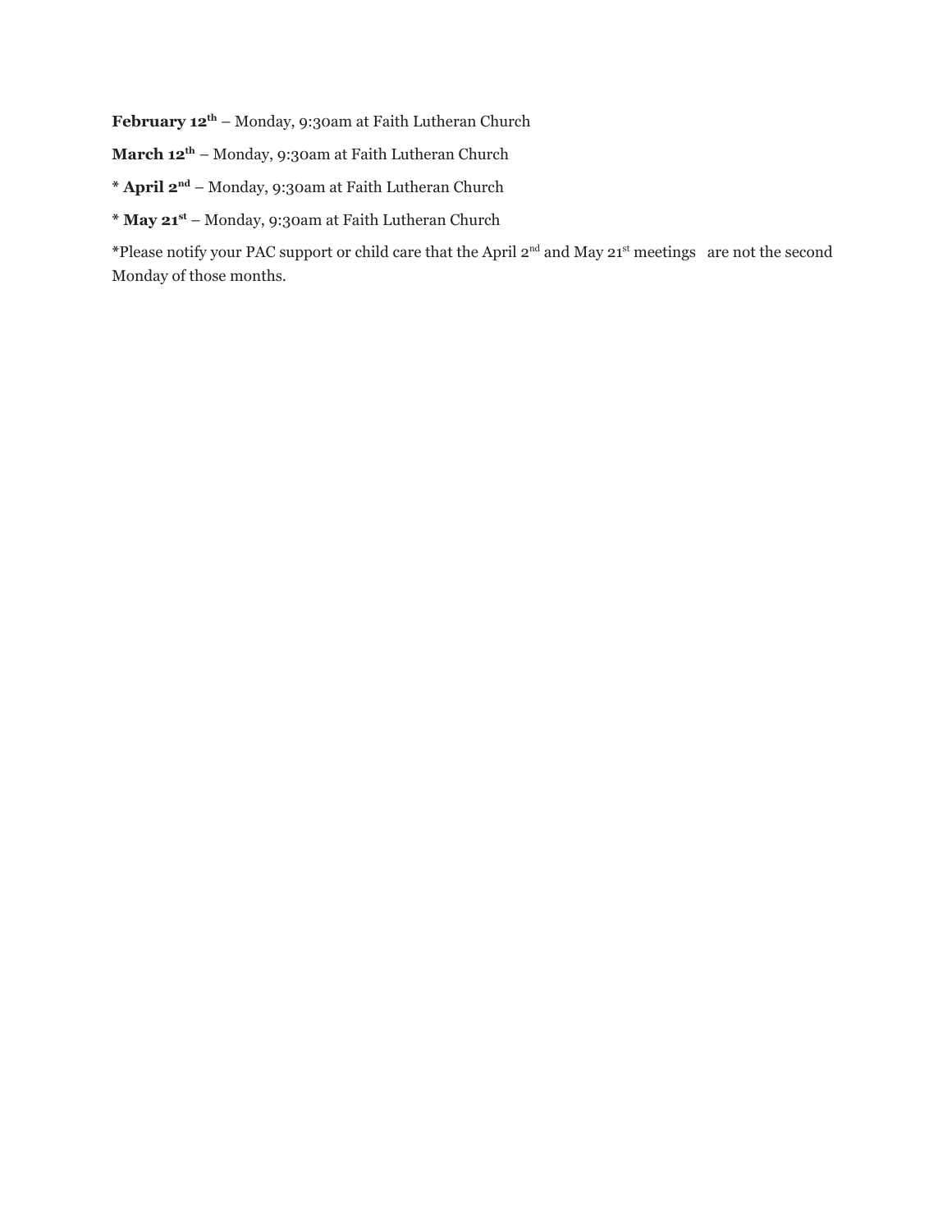**February 12th** – Monday, 9:30am at Faith Lutheran Church

**March 12th** – Monday, 9:30am at Faith Lutheran Church

* **April 2nd** – Monday, 9:30am at Faith Lutheran Church

* **May 21st** – Monday, 9:30am at Faith Lutheran Church

*Please notify your PAC support or child care that the April 2nd and May 21st meetings are not the second Monday of those months.